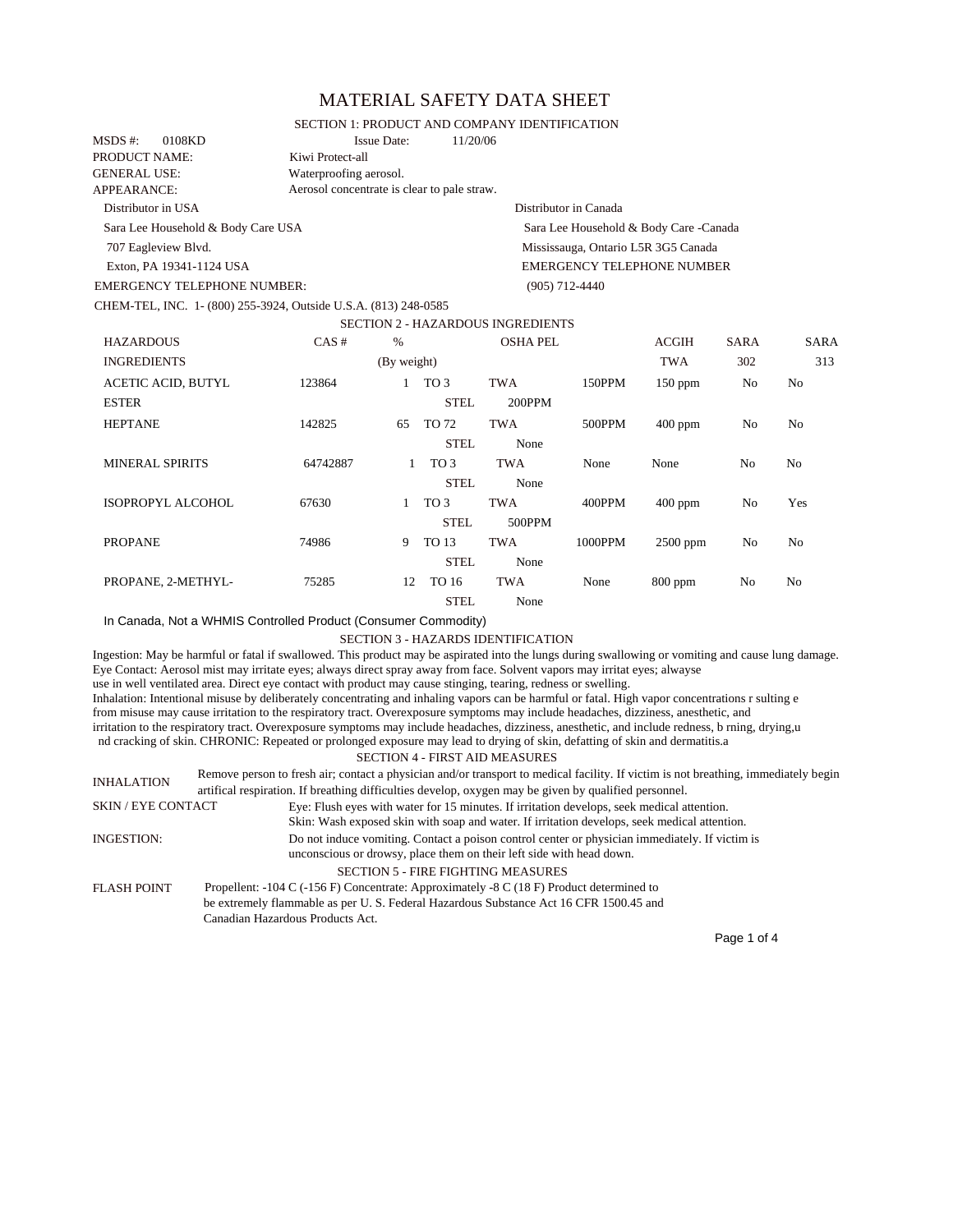# MATERIAL SAFETY DATA SHEET

## SECTION 1: PRODUCT AND COMPANY IDENTIFICATION

MSDS #: 0108KD    Issue Date: 11/20/06

PRODUCT NAME: Kiwi Protect-all

GENERAL USE: Waterproofing aerosol.

APPEARANCE: Aerosol concentrate is clear to pale straw.

Distributor in USA

Sara Lee Household & Body Care USA

707 Eagleview Blvd.

Exton, PA 19341-1124 USA

EMERGENCY TELEPHONE NUMBER:

CHEM-TEL, INC. 1- (800) 255-3924, Outside U.S.A. (813) 248-0585

Distributor in Canada

Sara Lee Household & Body Care -Canada

Mississauga, Ontario L5R 3G5 Canada

EMERGENCY TELEPHONE NUMBER

(905) 712-4440

## SECTION 2 - HAZARDOUS INGREDIENTS

| HAZARDOUS INGREDIENTS | CAS # | % (By weight) | | OSHA PEL | | ACGIH TWA | SARA 302 | SARA 313 |
|---|---|---|---|---|---|---|---|---|
| ACETIC ACID, BUTYL ESTER | 123864 | 1 | TO 3 | TWA | 150PPM | 150 ppm | No | No |
| | | | STEL | 200PPM | | | | |
| HEPTANE | 142825 | 65 | TO 72 | TWA | 500PPM | 400 ppm | No | No |
| | | | STEL | None | | | | |
| MINERAL SPIRITS | 64742887 | 1 | TO 3 | TWA | None | None | No | No |
| | | | STEL | None | | | | |
| ISOPROPYL ALCOHOL | 67630 | 1 | TO 3 | TWA | 400PPM | 400 ppm | No | Yes |
| | | | STEL | 500PPM | | | | |
| PROPANE | 74986 | 9 | TO 13 | TWA | 1000PPM | 2500 ppm | No | No |
| | | | STEL | None | | | | |
| PROPANE, 2-METHYL- | 75285 | 12 | TO 16 | TWA | None | 800 ppm | No | No |
| | | | STEL | None | | | | |

In Canada, Not a WHMIS Controlled Product (Consumer Commodity)

## SECTION 3 - HAZARDS IDENTIFICATION

Ingestion: May be harmful or fatal if swallowed. This product may be aspirated into the lungs during swallowing or vomiting and cause lung damage. Eye Contact: Aerosol mist may irritate eyes; always direct spray away from face. Solvent vapors may irritat eyes; alwayse use in well ventilated area. Direct eye contact with product may cause stinging, tearing, redness or swelling. Inhalation: Intentional misuse by deliberately concentrating and inhaling vapors can be harmful or fatal. High vapor concentrations r sulting e from misuse may cause irritation to the respiratory tract. Overexposure symptoms may include headaches, dizziness, anesthetic, and irritation to the respiratory tract. Overexposure symptoms may include headaches, dizziness, anesthetic, and include redness, b rning, drying,u nd cracking of skin. CHRONIC: Repeated or prolonged exposure may lead to drying of skin, defatting of skin and dermatitis.a

## SECTION 4 - FIRST AID MEASURES

INHALATION: Remove person to fresh air; contact a physician and/or transport to medical facility. If victim is not breathing, immediately begin artifical respiration. If breathing difficulties develop, oxygen may be given by qualified personnel.

SKIN / EYE CONTACT: Eye: Flush eyes with water for 15 minutes. If irritation develops, seek medical attention.
Skin: Wash exposed skin with soap and water. If irritation develops, seek medical attention.

INGESTION: Do not induce vomiting. Contact a poison control center or physician immediately. If victim is unconscious or drowsy, place them on their left side with head down.

## SECTION 5 - FIRE FIGHTING MEASURES

FLASH POINT: Propellent: -104 C (-156 F) Concentrate: Approximately -8 C (18 F) Product determined to be extremely flammable as per U. S. Federal Hazardous Substance Act 16 CFR 1500.45 and Canadian Hazardous Products Act.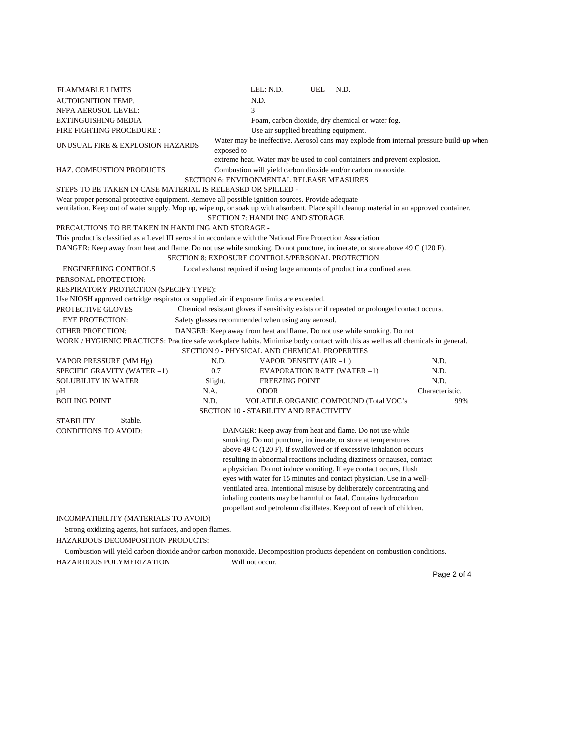FLAMMABLE LIMITS LEL: N.D. UEL N.D.

AUTOIGNITION TEMP. N.D.

NFPA AEROSOL LEVEL: 3

EXTINGUISHING MEDIA Foam, carbon dioxide, dry chemical or water fog.

FIRE FIGHTING PROCEDURE : Use air supplied breathing equipment.

UNUSUAL FIRE & EXPLOSION HAZARDS Water may be ineffective. Aerosol cans may explode from internal pressure build-up when exposed to extreme heat. Water may be used to cool containers and prevent explosion.

HAZ. COMBUSTION PRODUCTS Combustion will yield carbon dioxide and/or carbon monoxide.

## SECTION 6: ENVIRONMENTAL RELEASE MEASURES

STEPS TO BE TAKEN IN CASE MATERIAL IS RELEASED OR SPILLED -

Wear proper personal protective equipment. Remove all possible ignition sources. Provide adequate ventilation. Keep out of water supply. Mop up, wipe up, or soak up with absorbent. Place spill cleanup material in an approved container.

## SECTION 7: HANDLING AND STORAGE

PRECAUTIONS TO BE TAKEN IN HANDLING AND STORAGE -

This product is classified as a Level III aerosol in accordance with the National Fire Protection Association

DANGER: Keep away from heat and flame. Do not use while smoking. Do not puncture, incinerate, or store above 49 C (120 F).

## SECTION 8: EXPOSURE CONTROLS/PERSONAL PROTECTION

ENGINEERING CONTROLS Local exhaust required if using large amounts of product in a confined area.

PERSONAL PROTECTION:

RESPIRATORY PROTECTION (SPECIFY TYPE):

Use NIOSH approved cartridge respirator or supplied air if exposure limits are exceeded.

PROTECTIVE GLOVES Chemical resistant gloves if sensitivity exists or if repeated or prolonged contact occurs.

EYE PROTECTION: Safety glasses recommended when using any aerosol.

OTHER PROECTION: DANGER: Keep away from heat and flame. Do not use while smoking. Do not

WORK / HYGIENIC PRACTICES: Practice safe workplace habits. Minimize body contact with this as well as all chemicals in general.

## SECTION 9 - PHYSICAL AND CHEMICAL PROPERTIES

| | | | |
|---|---|---|---|
| VAPOR PRESSURE (MM Hg) | N.D. | VAPOR DENSITY (AIR =1 ) | N.D. |
| SPECIFIC GRAVITY (WATER =1) | 0.7 | EVAPORATION RATE (WATER =1) | N.D. |
| SOLUBILITY IN WATER | Slight. | FREEZING POINT | N.D. |
| pH | N.A. | ODOR | Characteristic. |
| BOILING POINT | N.D. | VOLATILE ORGANIC COMPOUND (Total VOC's | 99% |

## SECTION 10 - STABILITY AND REACTIVITY

STABILITY: Stable.

CONDITIONS TO AVOID: DANGER: Keep away from heat and flame. Do not use while smoking. Do not puncture, incinerate, or store at temperatures above 49 C (120 F). If swallowed or if excessive inhalation occurs resulting in abnormal reactions including dizziness or nausea, contact a physician. Do not induce vomiting. If eye contact occurs, flush eyes with water for 15 minutes and contact physician. Use in a well-ventilated area. Intentional misuse by deliberately concentrating and inhaling contents may be harmful or fatal. Contains hydrocarbon propellant and petroleum distillates. Keep out of reach of children.

INCOMPATIBILITY (MATERIALS TO AVOID)

Strong oxidizing agents, hot surfaces, and open flames.

HAZARDOUS DECOMPOSITION PRODUCTS:

Combustion will yield carbon dioxide and/or carbon monoxide. Decomposition products dependent on combustion conditions.

HAZARDOUS POLYMERIZATION Will not occur.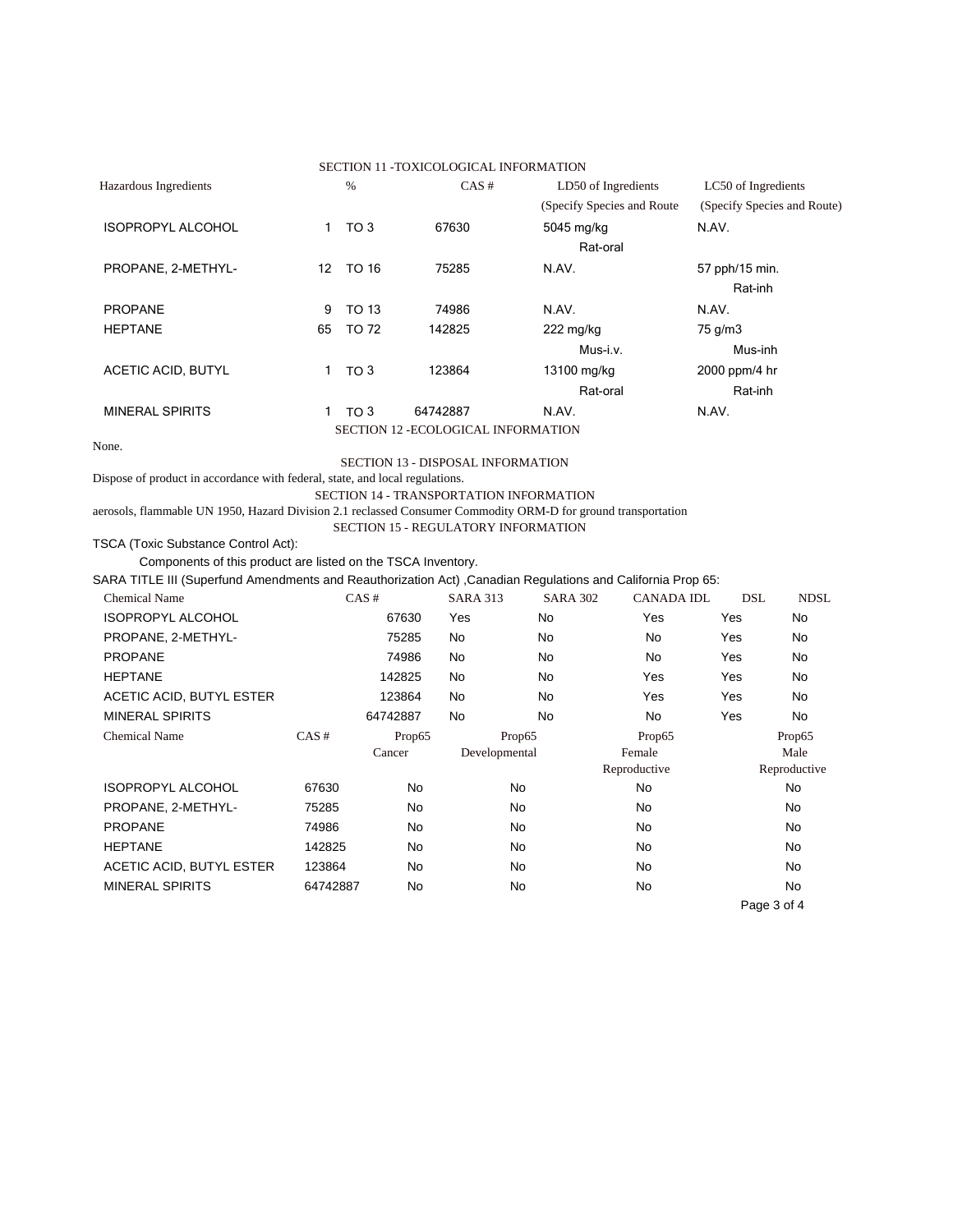## SECTION 11 -TOXICOLOGICAL INFORMATION

| Hazardous Ingredients | % | CAS # | LD50 of Ingredients (Specify Species and Route | LC50 of Ingredients (Specify Species and Route) |
|---|---|---|---|---|
| ISOPROPYL ALCOHOL | 1 TO 3 | 67630 | 5045 mg/kg Rat-oral | N.AV. |
| PROPANE, 2-METHYL- | 12 TO 16 | 75285 | N.AV. | 57 pph/15 min. Rat-inh |
| PROPANE | 9 TO 13 | 74986 | N.AV. | N.AV. |
| HEPTANE | 65 TO 72 | 142825 | 222 mg/kg Mus-i.v. | 75 g/m3 Mus-inh |
| ACETIC ACID, BUTYL | 1 TO 3 | 123864 | 13100 mg/kg Rat-oral | 2000 ppm/4 hr Rat-inh |
| MINERAL SPIRITS | 1 TO 3 | 64742887 | N.AV. | N.AV. |

## SECTION 12 -ECOLOGICAL INFORMATION

None.

## SECTION 13 - DISPOSAL INFORMATION

Dispose of product in accordance with federal, state, and local regulations.

## SECTION 14 - TRANSPORTATION INFORMATION

aerosols, flammable UN 1950, Hazard Division 2.1 reclassed Consumer Commodity ORM-D for ground transportation

## SECTION 15 - REGULATORY INFORMATION

TSCA (Toxic Substance Control Act):

Components of this product are listed on the TSCA Inventory.

SARA TITLE III (Superfund Amendments and Reauthorization Act) ,Canadian Regulations and California Prop 65:

| Chemical Name | CAS # | SARA 313 | SARA 302 | CANADA IDL | DSL | NDSL |
|---|---|---|---|---|---|---|
| ISOPROPYL ALCOHOL | 67630 | Yes | No | Yes | Yes | No |
| PROPANE, 2-METHYL- | 75285 | No | No | No | Yes | No |
| PROPANE | 74986 | No | No | No | Yes | No |
| HEPTANE | 142825 | No | No | Yes | Yes | No |
| ACETIC ACID, BUTYL ESTER | 123864 | No | No | Yes | Yes | No |
| MINERAL SPIRITS | 64742887 | No | No | No | Yes | No |

| Chemical Name | CAS # | Prop65 Cancer | Prop65 Developmental | Prop65 Female Reproductive | Prop65 Male Reproductive |
|---|---|---|---|---|---|
| ISOPROPYL ALCOHOL | 67630 | No | No | No | No |
| PROPANE, 2-METHYL- | 75285 | No | No | No | No |
| PROPANE | 74986 | No | No | No | No |
| HEPTANE | 142825 | No | No | No | No |
| ACETIC ACID, BUTYL ESTER | 123864 | No | No | No | No |
| MINERAL SPIRITS | 64742887 | No | No | No | No |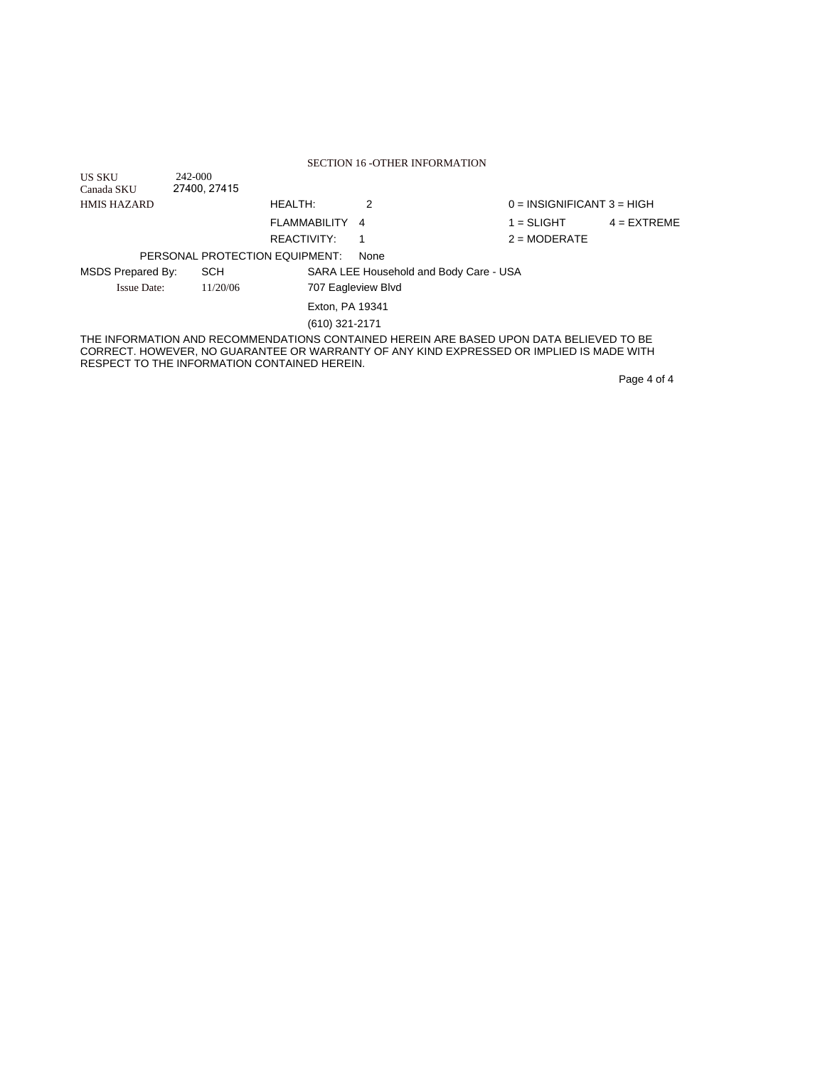## SECTION 16 -OTHER INFORMATION

| | | | | | |
|---|---|---|---|---|---|
| US SKU | 242-000 | | | | |
| Canada SKU | 27400, 27415 | | | | |
| HMIS HAZARD | | HEALTH: | 2 | 0 = INSIGNIFICANT | 3 = HIGH |
| | | FLAMMABILITY | 4 | 1 = SLIGHT | 4 = EXTREME |
| | | REACTIVITY: | 1 | 2 = MODERATE | |

PERSONAL PROTECTION EQUIPMENT: None

MSDS Prepared By: SCH

Issue Date: 11/20/06

SARA LEE Household and Body Care - USA
707 Eagleview Blvd
Exton, PA 19341
(610) 321-2171

THE INFORMATION AND RECOMMENDATIONS CONTAINED HEREIN ARE BASED UPON DATA BELIEVED TO BE CORRECT. HOWEVER, NO GUARANTEE OR WARRANTY OF ANY KIND EXPRESSED OR IMPLIED IS MADE WITH RESPECT TO THE INFORMATION CONTAINED HEREIN.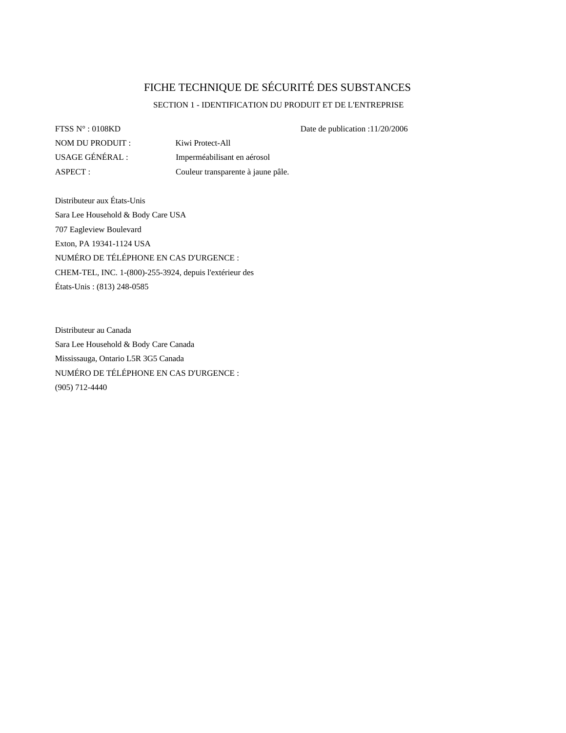# FICHE TECHNIQUE DE SÉCURITÉ DES SUBSTANCES

## SECTION 1 - IDENTIFICATION DU PRODUIT ET DE L'ENTREPRISE

FTSS N° : 0108KD　　Date de publication :11/20/2006

NOM DU PRODUIT : Kiwi Protect-All

USAGE GÉNÉRAL : Imperméabilisant en aérosol

ASPECT : Couleur transparente à jaune pâle.

Distributeur aux États-Unis
Sara Lee Household & Body Care USA
707 Eagleview Boulevard
Exton, PA 19341-1124 USA
NUMÉRO DE TÉLÉPHONE EN CAS D'URGENCE :
CHEM-TEL, INC. 1-(800)-255-3924, depuis l'extérieur des États-Unis : (813) 248-0585

Distributeur au Canada
Sara Lee Household & Body Care Canada
Mississauga, Ontario L5R 3G5 Canada
NUMÉRO DE TÉLÉPHONE EN CAS D'URGENCE :
(905) 712-4440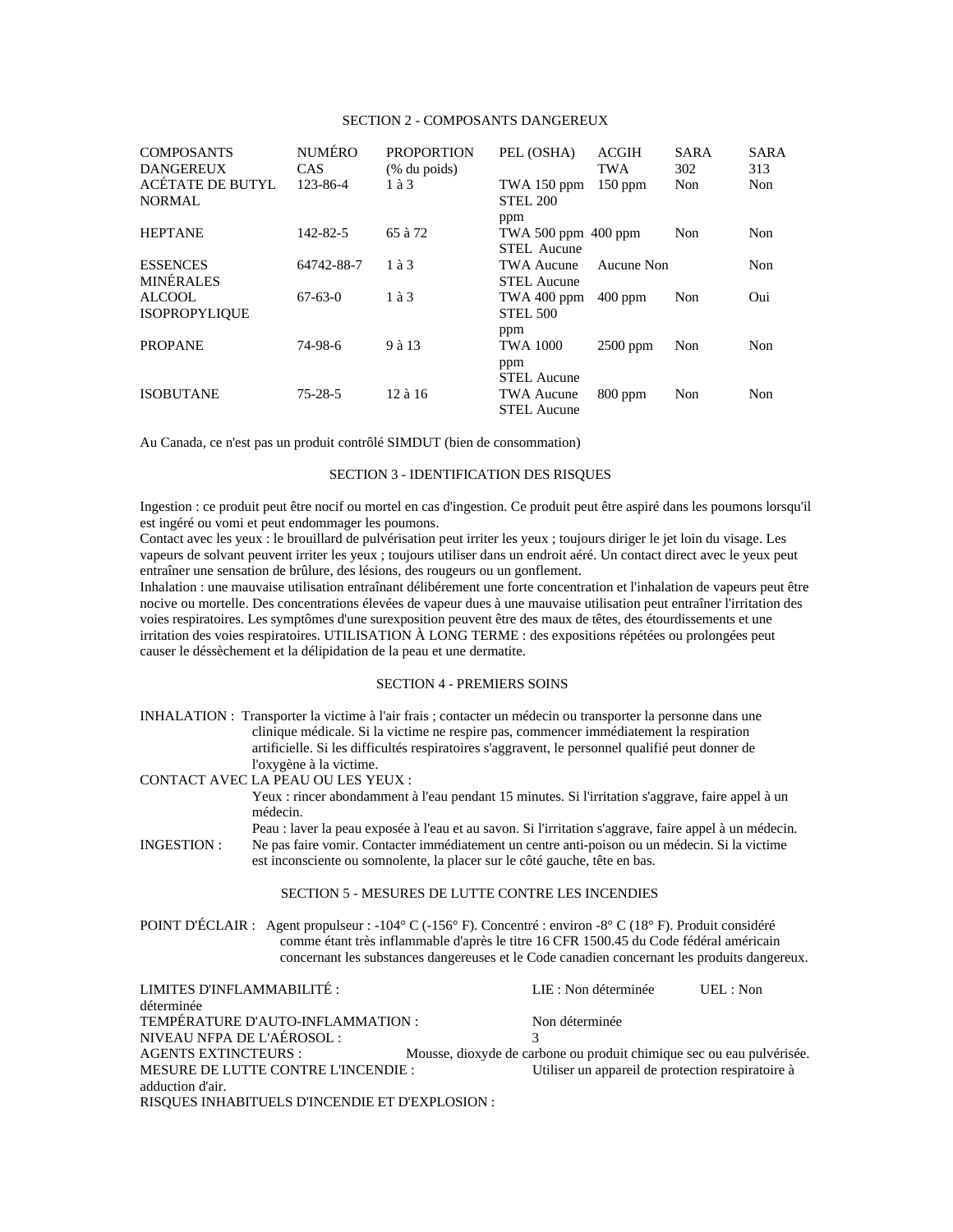## SECTION 2 - COMPOSANTS DANGEREUX

| COMPOSANTS DANGEREUX | NUMÉRO CAS | PROPORTION (% du poids) | PEL (OSHA) | ACGIH TWA | SARA 302 | SARA 313 |
|---|---|---|---|---|---|---|
| ACÉTATE DE BUTYL NORMAL | 123-86-4 | 1 à 3 | TWA 150 ppm STEL 200 ppm | 150 ppm | Non | Non |
| HEPTANE | 142-82-5 | 65 à 72 | TWA 500 ppm STEL Aucune | 400 ppm | Non | Non |
| ESSENCES MINÉRALES | 64742-88-7 | 1 à 3 | TWA Aucune STEL Aucune | Aucune | Non | Non |
| ALCOOL ISOPROPYLIQUE | 67-63-0 | 1 à 3 | TWA 400 ppm STEL 500 ppm | 400 ppm | Non | Oui |
| PROPANE | 74-98-6 | 9 à 13 | TWA 1000 ppm STEL Aucune | 2500 ppm | Non | Non |
| ISOBUTANE | 75-28-5 | 12 à 16 | TWA Aucune STEL Aucune | 800 ppm | Non | Non |

Au Canada, ce n'est pas un produit contrôlé SIMDUT (bien de consommation)

## SECTION 3 - IDENTIFICATION DES RISQUES

Ingestion : ce produit peut être nocif ou mortel en cas d'ingestion. Ce produit peut être aspiré dans les poumons lorsqu'il est ingéré ou vomi et peut endommager les poumons.
Contact avec les yeux : le brouillard de pulvérisation peut irriter les yeux ; toujours diriger le jet loin du visage. Les vapeurs de solvant peuvent irriter les yeux ; toujours utiliser dans un endroit aéré. Un contact direct avec le yeux peut entraîner une sensation de brûlure, des lésions, des rougeurs ou un gonflement.
Inhalation : une mauvaise utilisation entraînant délibérement une forte concentration et l'inhalation de vapeurs peut être nocive ou mortelle. Des concentrations élevées de vapeur dues à une mauvaise utilisation peut entraîner l'irritation des voies respiratoires. Les symptômes d'une surexposition peuvent être des maux de têtes, des étourdissements et une irritation des voies respiratoires. UTILISATION À LONG TERME : des expositions répétées ou prolongées peut causer le déssèchement et la délipidation de la peau et une dermatite.

## SECTION 4 - PREMIERS SOINS

INHALATION : Transporter la victime à l'air frais ; contacter un médecin ou transporter la personne dans une clinique médicale. Si la victime ne respire pas, commencer immédiatement la respiration artificielle. Si les difficultés respiratoires s'aggravent, le personnel qualifié peut donner de l'oxygène à la victime.

CONTACT AVEC LA PEAU OU LES YEUX :
Yeux : rincer abondamment à l'eau pendant 15 minutes. Si l'irritation s'aggrave, faire appel à un médecin.
Peau : laver la peau exposée à l'eau et au savon. Si l'irritation s'aggrave, faire appel à un médecin.

INGESTION : Ne pas faire vomir. Contacter immédiatement un centre anti-poison ou un médecin. Si la victime est inconsciente ou somnolente, la placer sur le côté gauche, tête en bas.

## SECTION 5 - MESURES DE LUTTE CONTRE LES INCENDIES

POINT D'ÉCLAIR : Agent propulseur : -104° C (-156° F). Concentré : environ -8° C (18° F). Produit considéré comme étant très inflammable d'après le titre 16 CFR 1500.45 du Code fédéral américain concernant les substances dangereuses et le Code canadien concernant les produits dangereux.

LIMITES D'INFLAMMABILITÉ : LIE : Non déterminée UEL : Non déterminée
TEMPÉRATURE D'AUTO-INFLAMMATION : Non déterminée
NIVEAU NFPA DE L'AÉROSOL : 3
AGENTS EXTINCTEURS : Mousse, dioxyde de carbone ou produit chimique sec ou eau pulvérisée.
MESURE DE LUTTE CONTRE L'INCENDIE : Utiliser un appareil de protection respiratoire à adduction d'air.
RISQUES INHABITUELS D'INCENDIE ET D'EXPLOSION :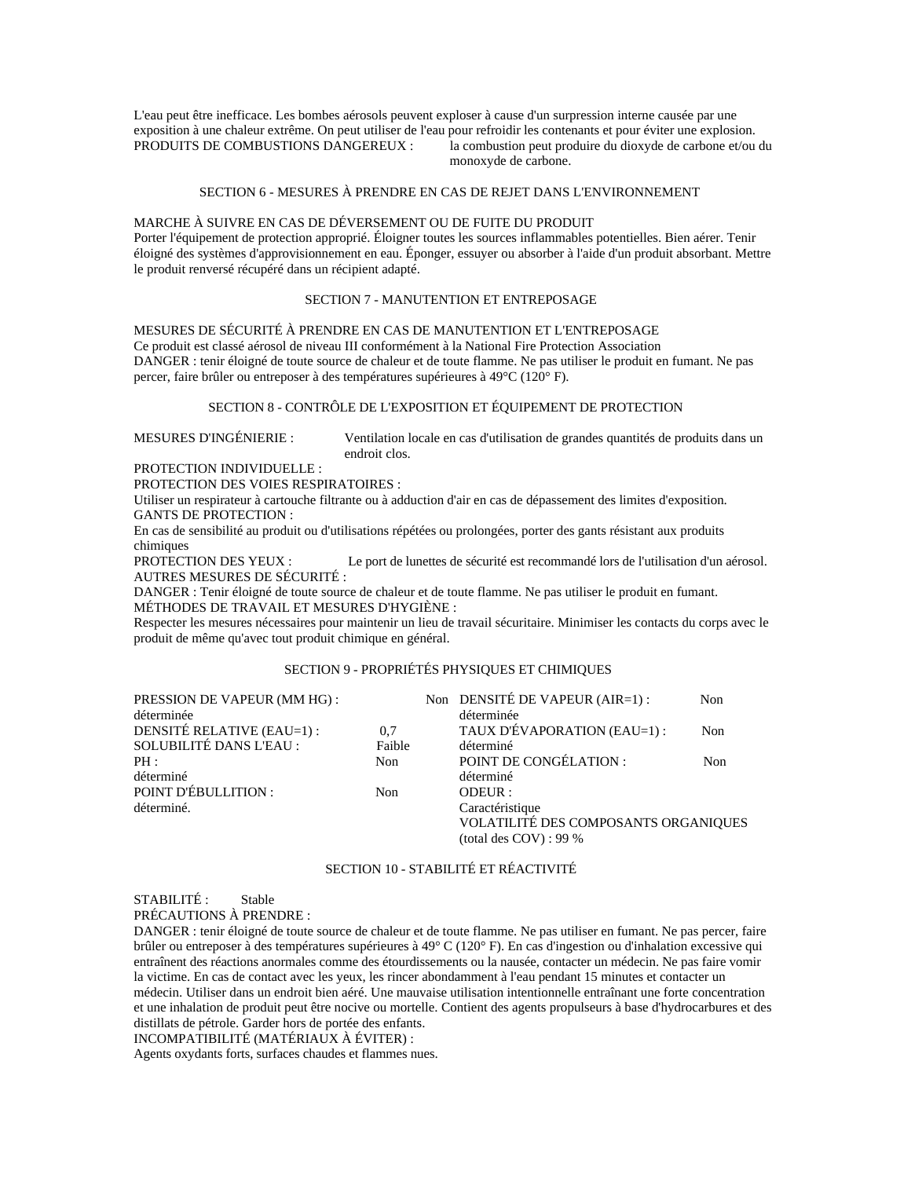L'eau peut être inefficace. Les bombes aérosols peuvent exploser à cause d'un surpression interne causée par une exposition à une chaleur extrême. On peut utiliser de l'eau pour refroidir les contenants et pour éviter une explosion.

PRODUITS DE COMBUSTIONS DANGEREUX : la combustion peut produire du dioxyde de carbone et/ou du monoxyde de carbone.

## SECTION 6 - MESURES À PRENDRE EN CAS DE REJET DANS L'ENVIRONNEMENT

MARCHE À SUIVRE EN CAS DE DÉVERSEMENT OU DE FUITE DU PRODUIT

Porter l'équipement de protection approprié. Éloigner toutes les sources inflammables potentielles. Bien aérer. Tenir éloigné des systèmes d'approvisionnement en eau. Éponger, essuyer ou absorber à l'aide d'un produit absorbant. Mettre le produit renversé récupéré dans un récipient adapté.

## SECTION 7 - MANUTENTION ET ENTREPOSAGE

MESURES DE SÉCURITÉ À PRENDRE EN CAS DE MANUTENTION ET L'ENTREPOSAGE

Ce produit est classé aérosol de niveau III conformément à la National Fire Protection Association

DANGER : tenir éloigné de toute source de chaleur et de toute flamme. Ne pas utiliser le produit en fumant. Ne pas percer, faire brûler ou entreposer à des températures supérieures à 49°C (120° F).

## SECTION 8 - CONTRÔLE DE L'EXPOSITION ET ÉQUIPEMENT DE PROTECTION

MESURES D'INGÉNIERIE : Ventilation locale en cas d'utilisation de grandes quantités de produits dans un endroit clos.

PROTECTION INDIVIDUELLE :

PROTECTION DES VOIES RESPIRATOIRES :

Utiliser un respirateur à cartouche filtrante ou à adduction d'air en cas de dépassement des limites d'exposition.

GANTS DE PROTECTION :

En cas de sensibilité au produit ou d'utilisations répétées ou prolongées, porter des gants résistant aux produits chimiques

PROTECTION DES YEUX : Le port de lunettes de sécurité est recommandé lors de l'utilisation d'un aérosol.

AUTRES MESURES DE SÉCURITÉ :

DANGER : Tenir éloigné de toute source de chaleur et de toute flamme. Ne pas utiliser le produit en fumant.

MÉTHODES DE TRAVAIL ET MESURES D'HYGIÈNE :

Respecter les mesures nécessaires pour maintenir un lieu de travail sécuritaire. Minimiser les contacts du corps avec le produit de même qu'avec tout produit chimique en général.

## SECTION 9 - PROPRIÉTÉS PHYSIQUES ET CHIMIQUES

| | | | |
|---|---|---|---|
| PRESSION DE VAPEUR (MM HG) : | Non déterminée | DENSITÉ DE VAPEUR (AIR=1) : | Non déterminée |
| DENSITÉ RELATIVE (EAU=1) : | 0,7 | TAUX D'ÉVAPORATION (EAU=1) : | Non déterminé |
| SOLUBILITÉ DANS L'EAU : | Faible | | |
| PH : | Non déterminé | POINT DE CONGÉLATION : | Non déterminé |
| POINT D'ÉBULLITION : | Non déterminé. | ODEUR : | Caractéristique |
| | | VOLATILITÉ DES COMPOSANTS ORGANIQUES (total des COV) : | 99 % |

## SECTION 10 - STABILITÉ ET RÉACTIVITÉ

STABILITÉ : Stable

PRÉCAUTIONS À PRENDRE :

DANGER : tenir éloigné de toute source de chaleur et de toute flamme. Ne pas utiliser en fumant. Ne pas percer, faire brûler ou entreposer à des températures supérieures à 49° C (120° F). En cas d'ingestion ou d'inhalation excessive qui entraînent des réactions anormales comme des étourdissements ou la nausée, contacter un médecin. Ne pas faire vomir la victime. En cas de contact avec les yeux, les rincer abondamment à l'eau pendant 15 minutes et contacter un médecin. Utiliser dans un endroit bien aéré. Une mauvaise utilisation intentionnelle entraînant une forte concentration et une inhalation de produit peut être nocive ou mortelle. Contient des agents propulseurs à base d'hydrocarbures et des distillats de pétrole. Garder hors de portée des enfants.

INCOMPATIBILITÉ (MATÉRIAUX À ÉVITER) :

Agents oxydants forts, surfaces chaudes et flammes nues.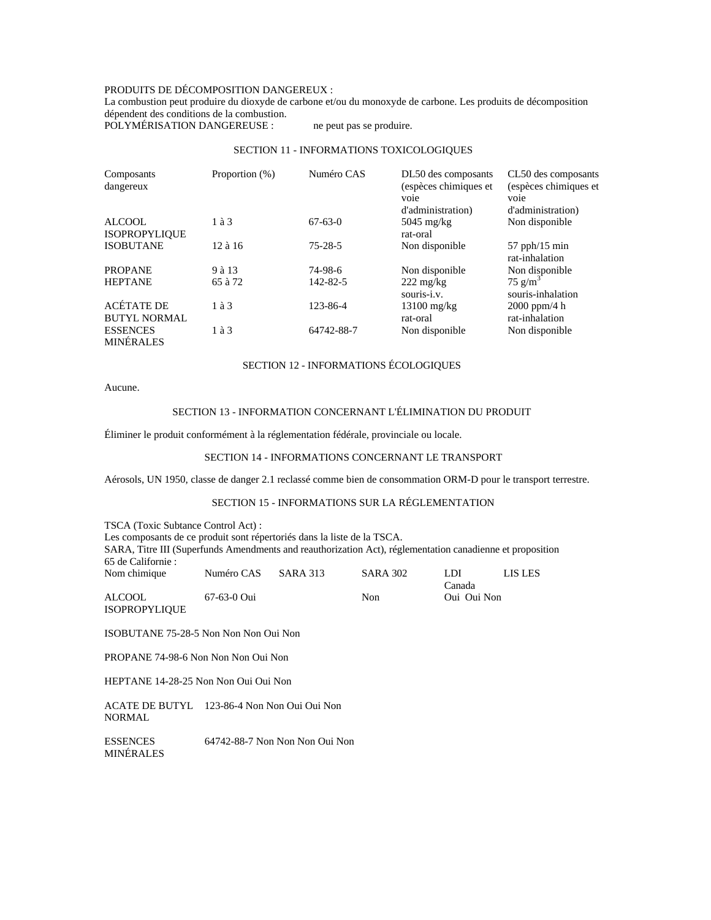PRODUITS DE DÉCOMPOSITION DANGEREUX :
La combustion peut produire du dioxyde de carbone et/ou du monoxyde de carbone. Les produits de décomposition dépendent des conditions de la combustion.
POLYMÉRISATION DANGEREUSE : ne peut pas se produire.

## SECTION 11 - INFORMATIONS TOXICOLOGIQUES

| Composants dangereux | Proportion (%) | Numéro CAS | DL50 des composants (espèces chimiques et voie d'administration) | CL50 des composants (espèces chimiques et voie d'administration) |
|---|---|---|---|---|
| ALCOOL ISOPROPYLIQUE | 1 à 3 | 67-63-0 | 5045 mg/kg rat-oral | Non disponible |
| ISOBUTANE | 12 à 16 | 75-28-5 | Non disponible | 57 pph/15 min rat-inhalation |
| PROPANE | 9 à 13 | 74-98-6 | Non disponible | Non disponible |
| HEPTANE | 65 à 72 | 142-82-5 | 222 mg/kg souris-i.v. | 75 g/$m^3$ souris-inhalation |
| ACÉTATE DE BUTYL NORMAL | 1 à 3 | 123-86-4 | 13100 mg/kg rat-oral | 2000 ppm/4 h rat-inhalation |
| ESSENCES MINÉRALES | 1 à 3 | 64742-88-7 | Non disponible | Non disponible |

## SECTION 12 - INFORMATIONS ÉCOLOGIQUES

Aucune.

## SECTION 13 - INFORMATION CONCERNANT L'ÉLIMINATION DU PRODUIT

Éliminer le produit conformément à la réglementation fédérale, provinciale ou locale.

## SECTION 14 - INFORMATIONS CONCERNANT LE TRANSPORT

Aérosols, UN 1950, classe de danger 2.1 reclassé comme bien de consommation ORM-D pour le transport terrestre.

## SECTION 15 - INFORMATIONS SUR LA RÉGLEMENTATION

TSCA (Toxic Subtance Control Act) :
Les composants de ce produit sont répertoriés dans la liste de la TSCA.
SARA, Titre III (Superfunds Amendments and reauthorization Act), réglementation canadienne et proposition 65 de Californie :

| Nom chimique | Numéro CAS | SARA 313 | SARA 302 | LDI Canada | LIS | LES |
|---|---|---|---|---|---|---|
| ALCOOL ISOPROPYLIQUE | 67-63-0 | Oui | Non | Oui | Oui | Non |
| ISOBUTANE | 75-28-5 | Non | Non | Non | Oui | Non |
| PROPANE | 74-98-6 | Non | Non | Non | Oui | Non |
| HEPTANE | 14-28-25 | Non | Non | Oui | Oui | Non |
| ACATE DE BUTYL NORMAL | 123-86-4 | Non | Non | Oui | Oui | Non |
| ESSENCES MINÉRALES | 64742-88-7 | Non | Non | Non | Oui | Non |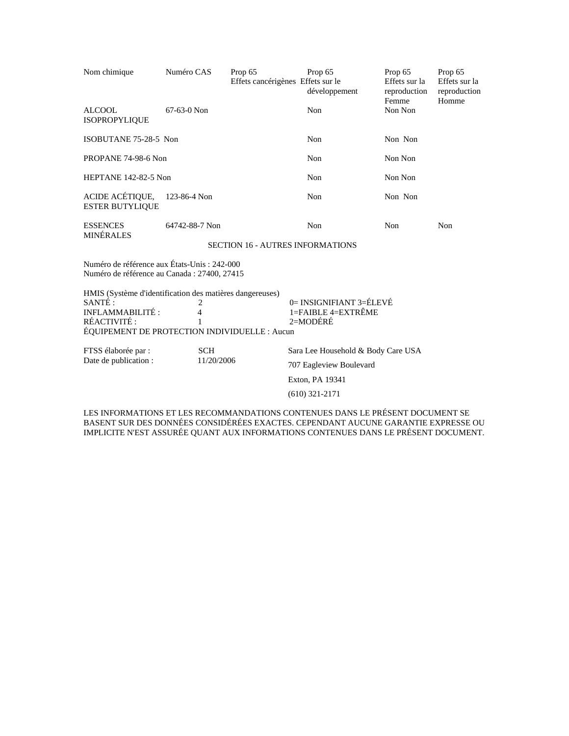| Nom chimique | Numéro CAS | Prop 65 Effets cancérigènes | Prop 65 Effets sur le développement | Prop 65 Effets sur la reproduction Femme | Prop 65 Effets sur la reproduction Homme |
|---|---|---|---|---|---|
| ALCOOL ISOPROPYLIQUE | 67-63-0 | Non | Non | Non | Non |
| ISOBUTANE | 75-28-5 | Non | Non | Non | Non |
| PROPANE | 74-98-6 | Non | Non | Non | Non |
| HEPTANE | 142-82-5 | Non | Non | Non | Non |
| ACIDE ACÉTIQUE, ESTER BUTYLIQUE | 123-86-4 | Non | Non | Non | Non |
| ESSENCES MINÉRALES | 64742-88-7 | Non | Non | Non | Non |

## SECTION 16 - AUTRES INFORMATIONS

Numéro de référence aux États-Unis : 242-000
Numéro de référence au Canada : 27400, 27415

HMIS (Système d'identification des matières dangereuses)

| | | |
|---|---|---|
| SANTÉ : | 2 | 0= INSIGNIFIANT 3=ÉLEVÉ |
| INFLAMMABILITÉ : | 4 | 1=FAIBLE 4=EXTRÊME |
| RÉACTIVITÉ : | 1 | 2=MODÉRÉ |

ÉQUIPEMENT DE PROTECTION INDIVIDUELLE : Aucun

FTSS élaborée par : SCH
Date de publication : 11/20/2006

Sara Lee Household & Body Care USA
707 Eagleview Boulevard
Exton, PA 19341
(610) 321-2171

LES INFORMATIONS ET LES RECOMMANDATIONS CONTENUES DANS LE PRÉSENT DOCUMENT SE BASENT SUR DES DONNÉES CONSIDÉRÉES EXACTES. CEPENDANT AUCUNE GARANTIE EXPRESSE OU IMPLICITE N'EST ASSURÉE QUANT AUX INFORMATIONS CONTENUES DANS LE PRÉSENT DOCUMENT.